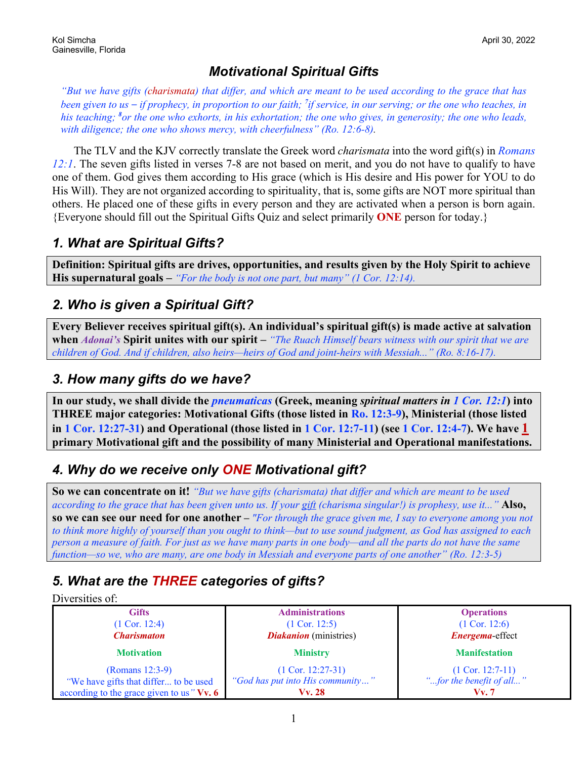Kol Simcha
Gainesville, Florida

April 30, 2022

# *Motivational Spiritual Gifts*

*"But we have gifts (charismata) that differ, and which are meant to be used according to the grace that has been given to us – if prophecy, in proportion to our faith; [7]if service, in our serving; or the one who teaches, in his teaching; [8]or the one who exhorts, in his exhortation; the one who gives, in generosity; the one who leads, with diligence; the one who shows mercy, with cheerfulness" (Ro. 12:6-8).*

The TLV and the KJV correctly translate the Greek word *charismata* into the word gift(s) in *Romans 12:1*. The seven gifts listed in verses 7-8 are not based on merit, and you do not have to qualify to have one of them. God gives them according to His grace (which is His desire and His power for YOU to do His Will). They are not organized according to spirituality, that is, some gifts are NOT more spiritual than others. He placed one of these gifts in every person and they are activated when a person is born again. {Everyone should fill out the Spiritual Gifts Quiz and select primarily **ONE** person for today.}

## *1. What are Spiritual Gifts?*

**Definition: Spiritual gifts are drives, opportunities, and results given by the Holy Spirit to achieve His supernatural goals –** *"For the body is not one part, but many" (1 Cor. 12:14).*

## *2. Who is given a Spiritual Gift?*

**Every Believer receives spiritual gift(s). An individual's spiritual gift(s) is made active at salvation when *Adonai's* Spirit unites with our spirit –** *"The Ruach Himself bears witness with our spirit that we are children of God. And if children, also heirs—heirs of God and joint-heirs with Messiah..." (Ro. 8:16-17).*

## *3. How many gifts do we have?*

**In our study, we shall divide the *pneumaticas* (Greek, meaning *spiritual matters in 1 Cor. 12:1*) into THREE major categories: Motivational Gifts (those listed in Ro. 12:3-9), Ministerial (those listed in 1 Cor. 12:27-31) and Operational (those listed in 1 Cor. 12:7-11) (see 1 Cor. 12:4-7). We have 1 primary Motivational gift and the possibility of many Ministerial and Operational manifestations.**

## *4. Why do we receive only ONE Motivational gift?*

**So we can concentrate on it!** *"But we have gifts (charismata) that differ and which are meant to be used according to the grace that has been given unto us. If your gift (charisma singular!) is prophesy, use it..."* **Also, so we can see our need for one another –** *"For through the grace given me, I say to everyone among you not to think more highly of yourself than you ought to think—but to use sound judgment, as God has assigned to each person a measure of faith. For just as we have many parts in one body—and all the parts do not have the same function—so we, who are many, are one body in Messiah and everyone parts of one another" (Ro. 12:3-5)*

## *5. What are the THREE categories of gifts?*

Diversities of:

| Gifts | Administrations | Operations |
|---|---|---|
| (1 Cor. 12:4) | (1 Cor. 12:5) | (1 Cor. 12:6) |
| ***Charismaton*** | ***Diakanion*** (ministries) | ***Energema***-effect |
| **Motivation** | **Ministry** | **Manifestation** |
| (Romans 12:3-9) "We have gifts that differ... to be used according to the grace given to us" **Vv. 6** | (1 Cor. 12:27-31) *"God has put into His community…"* **Vv. 28** | (1 Cor. 12:7-11) *"...for the benefit of all..."* **Vv. 7** |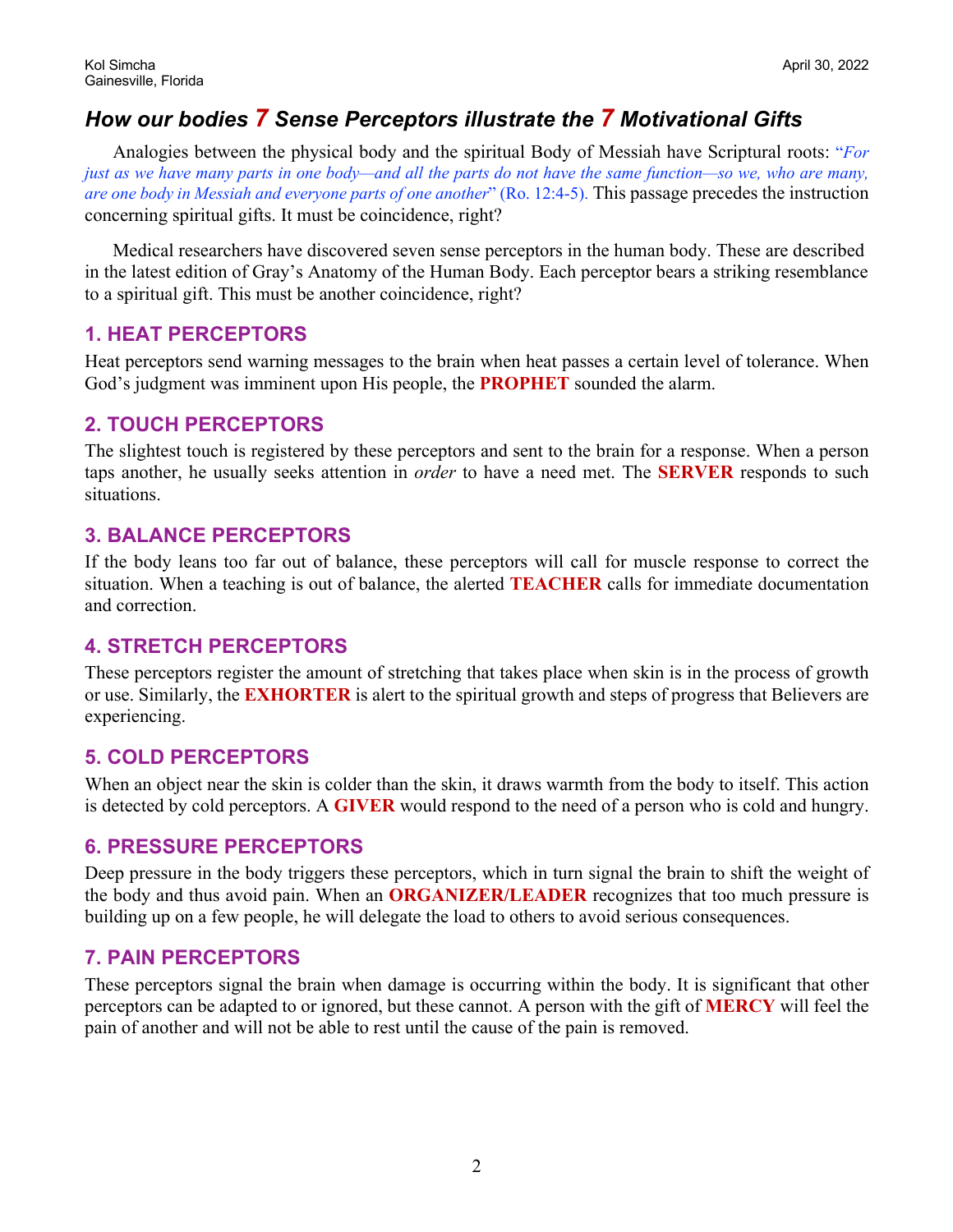# *How our bodies 7 Sense Perceptors illustrate the 7 Motivational Gifts*

Analogies between the physical body and the spiritual Body of Messiah have Scriptural roots: "*For just as we have many parts in one body—and all the parts do not have the same function—so we, who are many, are one body in Messiah and everyone parts of one another*" (Ro. 12:4-5). This passage precedes the instruction concerning spiritual gifts. It must be coincidence, right?

Medical researchers have discovered seven sense perceptors in the human body. These are described in the latest edition of Gray's Anatomy of the Human Body. Each perceptor bears a striking resemblance to a spiritual gift. This must be another coincidence, right?

## 1. HEAT PERCEPTORS

Heat perceptors send warning messages to the brain when heat passes a certain level of tolerance. When God's judgment was imminent upon His people, the **PROPHET** sounded the alarm.

## 2. TOUCH PERCEPTORS

The slightest touch is registered by these perceptors and sent to the brain for a response. When a person taps another, he usually seeks attention in *order* to have a need met. The **SERVER** responds to such situations.

## 3. BALANCE PERCEPTORS

If the body leans too far out of balance, these perceptors will call for muscle response to correct the situation. When a teaching is out of balance, the alerted **TEACHER** calls for immediate documentation and correction.

## 4. STRETCH PERCEPTORS

These perceptors register the amount of stretching that takes place when skin is in the process of growth or use. Similarly, the **EXHORTER** is alert to the spiritual growth and steps of progress that Believers are experiencing.

## 5. COLD PERCEPTORS

When an object near the skin is colder than the skin, it draws warmth from the body to itself. This action is detected by cold perceptors. A **GIVER** would respond to the need of a person who is cold and hungry.

## 6. PRESSURE PERCEPTORS

Deep pressure in the body triggers these perceptors, which in turn signal the brain to shift the weight of the body and thus avoid pain. When an **ORGANIZER/LEADER** recognizes that too much pressure is building up on a few people, he will delegate the load to others to avoid serious consequences.

## 7. PAIN PERCEPTORS

These perceptors signal the brain when damage is occurring within the body. It is significant that other perceptors can be adapted to or ignored, but these cannot. A person with the gift of **MERCY** will feel the pain of another and will not be able to rest until the cause of the pain is removed.